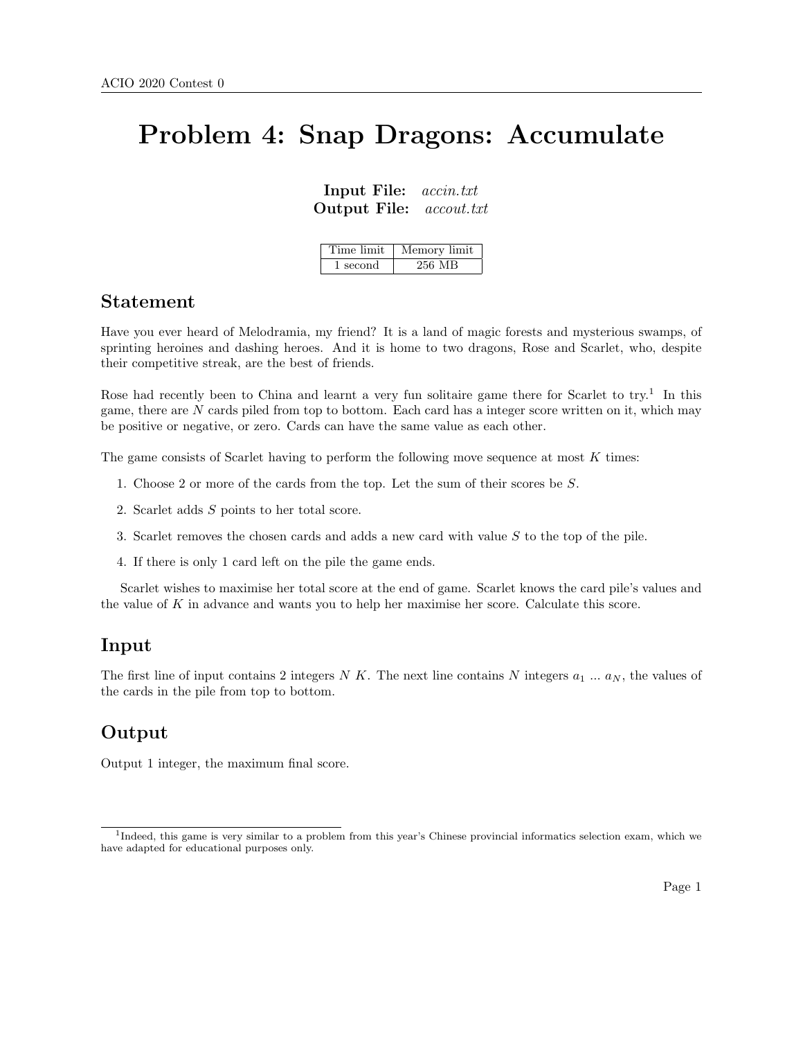# Problem 4: Snap Dragons: Accumulate

**Input File:** *accin.txt*
**Output File:** *accout.txt*

| Time limit | Memory limit |
|---|---|
| 1 second | 256 MB |

## Statement

Have you ever heard of Melodramia, my friend? It is a land of magic forests and mysterious swamps, of sprinting heroines and dashing heroes. And it is home to two dragons, Rose and Scarlet, who, despite their competitive streak, are the best of friends.

Rose had recently been to China and learnt a very fun solitaire game there for Scarlet to try.[1] In this game, there are $N$ cards piled from top to bottom. Each card has a integer score written on it, which may be positive or negative, or zero. Cards can have the same value as each other.

The game consists of Scarlet having to perform the following move sequence at most $K$ times:

1. Choose 2 or more of the cards from the top. Let the sum of their scores be $S$.
2. Scarlet adds $S$ points to her total score.
3. Scarlet removes the chosen cards and adds a new card with value $S$ to the top of the pile.
4. If there is only 1 card left on the pile the game ends.

Scarlet wishes to maximise her total score at the end of game. Scarlet knows the card pile's values and the value of $K$ in advance and wants you to help her maximise her score. Calculate this score.

## Input

The first line of input contains 2 integers $N$ $K$. The next line contains $N$ integers $a_1$ ... $a_N$, the values of the cards in the pile from top to bottom.

## Output

Output 1 integer, the maximum final score.

[1] Indeed, this game is very similar to a problem from this year's Chinese provincial informatics selection exam, which we have adapted for educational purposes only.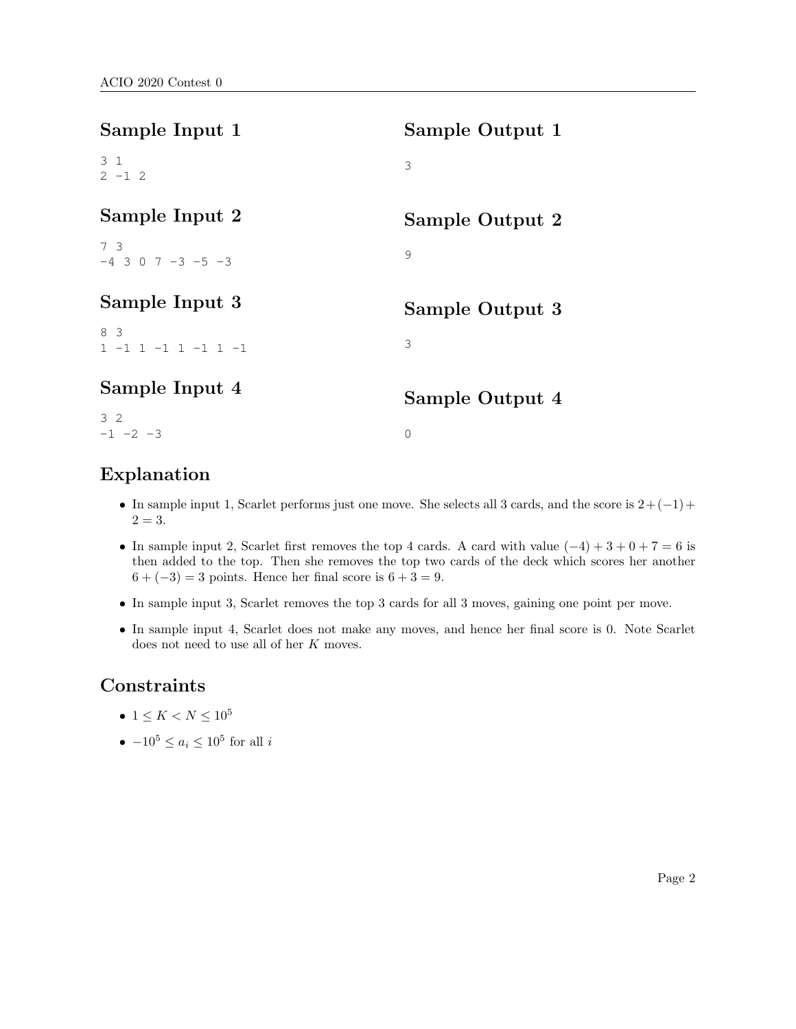## Sample Input 1

```
3 1
2 -1 2
```

## Sample Output 1

```
3
```

## Sample Input 2

```
7 3
-4 3 0 7 -3 -5 -3
```

## Sample Output 2

```
9
```

## Sample Input 3

```
8 3
1 -1 1 -1 1 -1 1 -1
```

## Sample Output 3

```
3
```

## Sample Input 4

```
3 2
-1 -2 -3
```

## Sample Output 4

```
0
```

## Explanation

- In sample input 1, Scarlet performs just one move. She selects all 3 cards, and the score is $2+(-1)+2=3$.
- In sample input 2, Scarlet first removes the top 4 cards. A card with value $(-4)+3+0+7=6$ is then added to the top. Then she removes the top two cards of the deck which scores her another $6+(-3)=3$ points. Hence her final score is $6+3=9$.
- In sample input 3, Scarlet removes the top 3 cards for all 3 moves, gaining one point per move.
- In sample input 4, Scarlet does not make any moves, and hence her final score is 0. Note Scarlet does not need to use all of her $K$ moves.

## Constraints

- $1 \leq K < N \leq 10^5$
- $-10^5 \leq a_i \leq 10^5$ for all $i$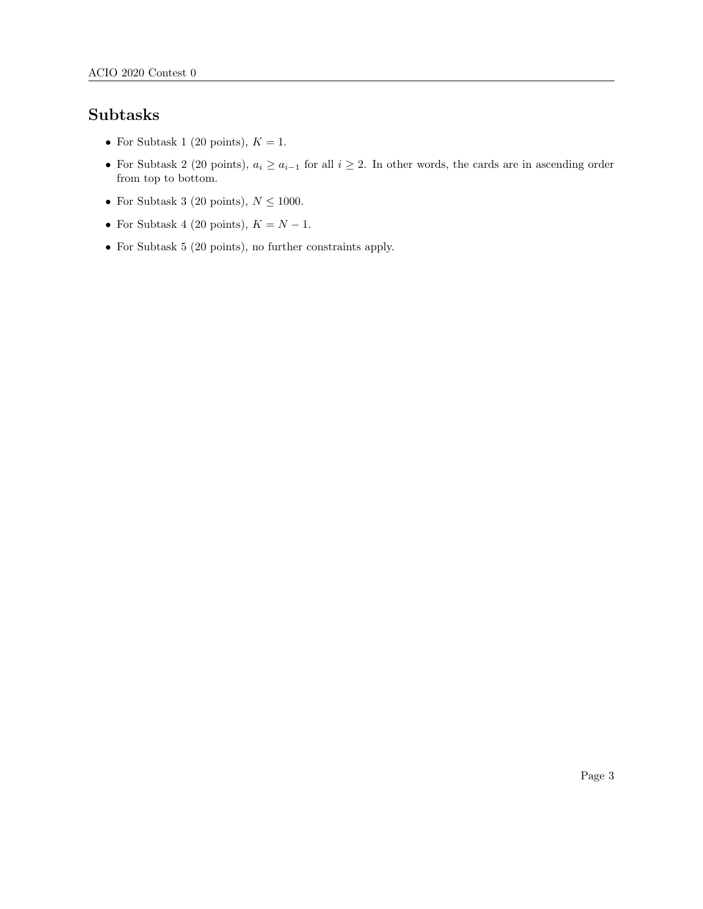## Subtasks

- For Subtask 1 (20 points), $K = 1$.
- For Subtask 2 (20 points), $a_i \geq a_{i-1}$ for all $i \geq 2$. In other words, the cards are in ascending order from top to bottom.
- For Subtask 3 (20 points), $N \leq 1000$.
- For Subtask 4 (20 points), $K = N - 1$.
- For Subtask 5 (20 points), no further constraints apply.